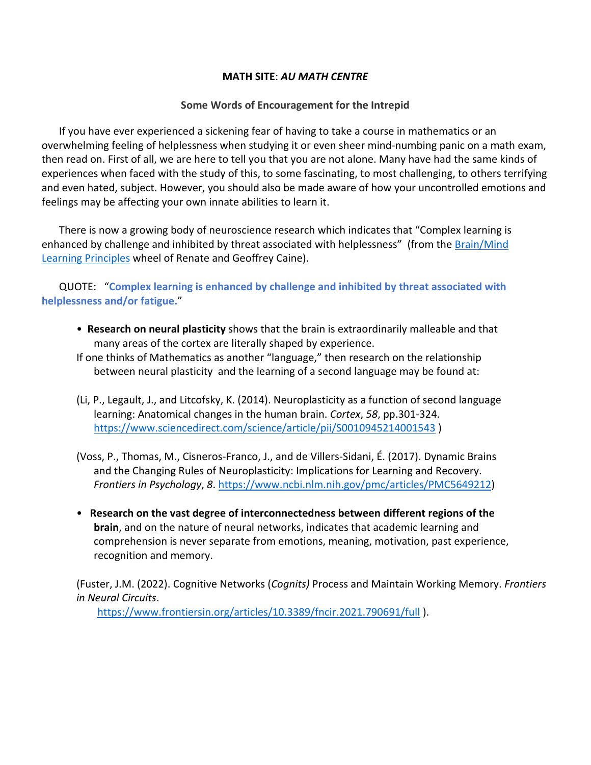**MATH SITE**: ***AU MATH CENTRE***

**Some Words of Encouragement for the Intrepid**

If you have ever experienced a sickening fear of having to take a course in mathematics or an overwhelming feeling of helplessness when studying it or even sheer mind-numbing panic on a math exam, then read on. First of all, we are here to tell you that you are not alone. Many have had the same kinds of experiences when faced with the study of this, to some fascinating, to most challenging, to others terrifying and even hated, subject. However, you should also be made aware of how your uncontrolled emotions and feelings may be affecting your own innate abilities to learn it.

There is now a growing body of neuroscience research which indicates that "Complex learning is enhanced by challenge and inhibited by threat associated with helplessness" (from the Brain/Mind Learning Principles wheel of Renate and Geoffrey Caine).

QUOTE: "**Complex learning is enhanced by challenge and inhibited by threat associated with helplessness and/or fatigue.**"

- **Research on neural plasticity** shows that the brain is extraordinarily malleable and that many areas of the cortex are literally shaped by experience.

If one thinks of Mathematics as another "language," then research on the relationship between neural plasticity and the learning of a second language may be found at:

(Li, P., Legault, J., and Litcofsky, K. (2014). Neuroplasticity as a function of second language learning: Anatomical changes in the human brain. *Cortex*, *58*, pp.301-324. https://www.sciencedirect.com/science/article/pii/S0010945214001543 )

(Voss, P., Thomas, M., Cisneros-Franco, J., and de Villers-Sidani, É. (2017). Dynamic Brains and the Changing Rules of Neuroplasticity: Implications for Learning and Recovery. *Frontiers in Psychology*, *8*. https://www.ncbi.nlm.nih.gov/pmc/articles/PMC5649212)

- **Research on the vast degree of interconnectedness between different regions of the brain**, and on the nature of neural networks, indicates that academic learning and comprehension is never separate from emotions, meaning, motivation, past experience, recognition and memory.

(Fuster, J.M. (2022). Cognitive Networks (*Cognits)* Process and Maintain Working Memory. *Frontiers in Neural Circuits*. https://www.frontiersin.org/articles/10.3389/fncir.2021.790691/full ).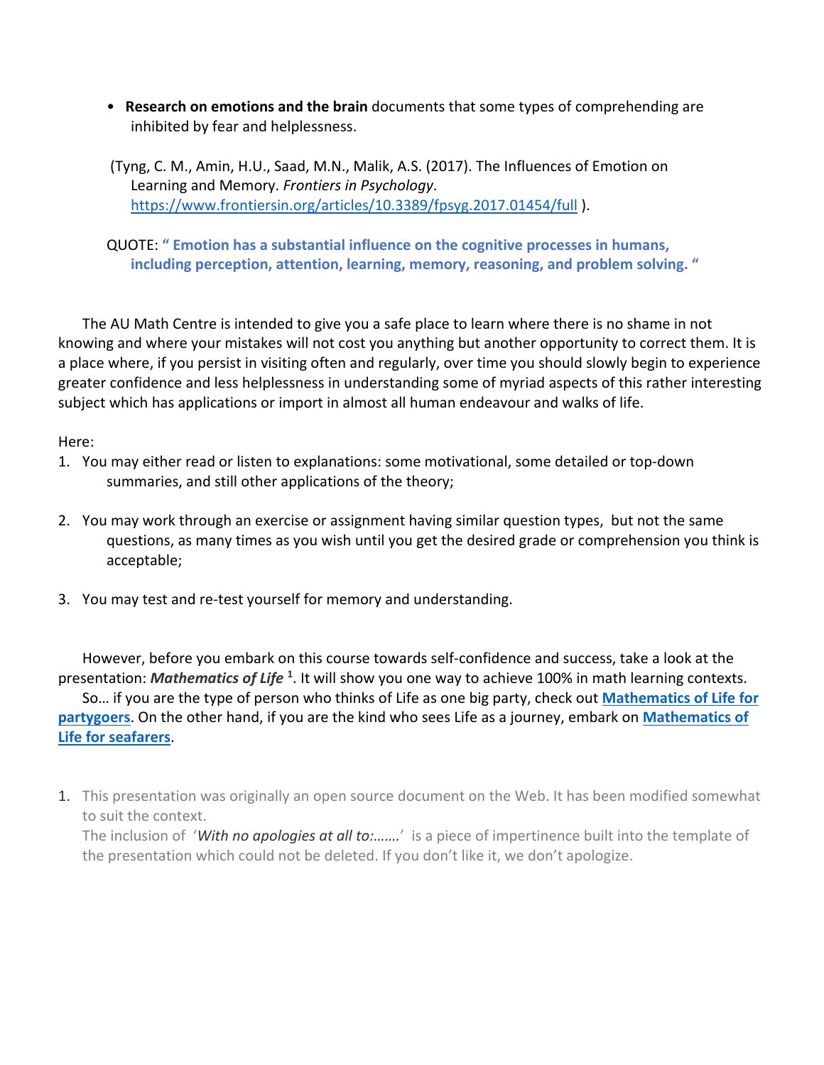- **Research on emotions and the brain** documents that some types of comprehending are inhibited by fear and helplessness.

(Tyng, C. M., Amin, H.U., Saad, M.N., Malik, A.S. (2017). The Influences of Emotion on Learning and Memory. *Frontiers in Psychology*. https://www.frontiersin.org/articles/10.3389/fpsyg.2017.01454/full ).

QUOTE: **" Emotion has a substantial influence on the cognitive processes in humans, including perception, attention, learning, memory, reasoning, and problem solving. "**

The AU Math Centre is intended to give you a safe place to learn where there is no shame in not knowing and where your mistakes will not cost you anything but another opportunity to correct them. It is a place where, if you persist in visiting often and regularly, over time you should slowly begin to experience greater confidence and less helplessness in understanding some of myriad aspects of this rather interesting subject which has applications or import in almost all human endeavour and walks of life.

Here:

1. You may either read or listen to explanations: some motivational, some detailed or top-down summaries, and still other applications of the theory;

2. You may work through an exercise or assignment having similar question types, but not the same questions, as many times as you wish until you get the desired grade or comprehension you think is acceptable;

3. You may test and re-test yourself for memory and understanding.

However, before you embark on this course towards self-confidence and success, take a look at the presentation: ***Mathematics of Life*** [1]. It will show you one way to achieve 100% in math learning contexts.

So… if you are the type of person who thinks of Life as one big party, check out **Mathematics of Life for partygoers**. On the other hand, if you are the kind who sees Life as a journey, embark on **Mathematics of Life for seafarers**.

1. This presentation was originally an open source document on the Web. It has been modified somewhat to suit the context.
   The inclusion of '*With no apologies at all to:…….*' is a piece of impertinence built into the template of the presentation which could not be deleted. If you don't like it, we don't apologize.